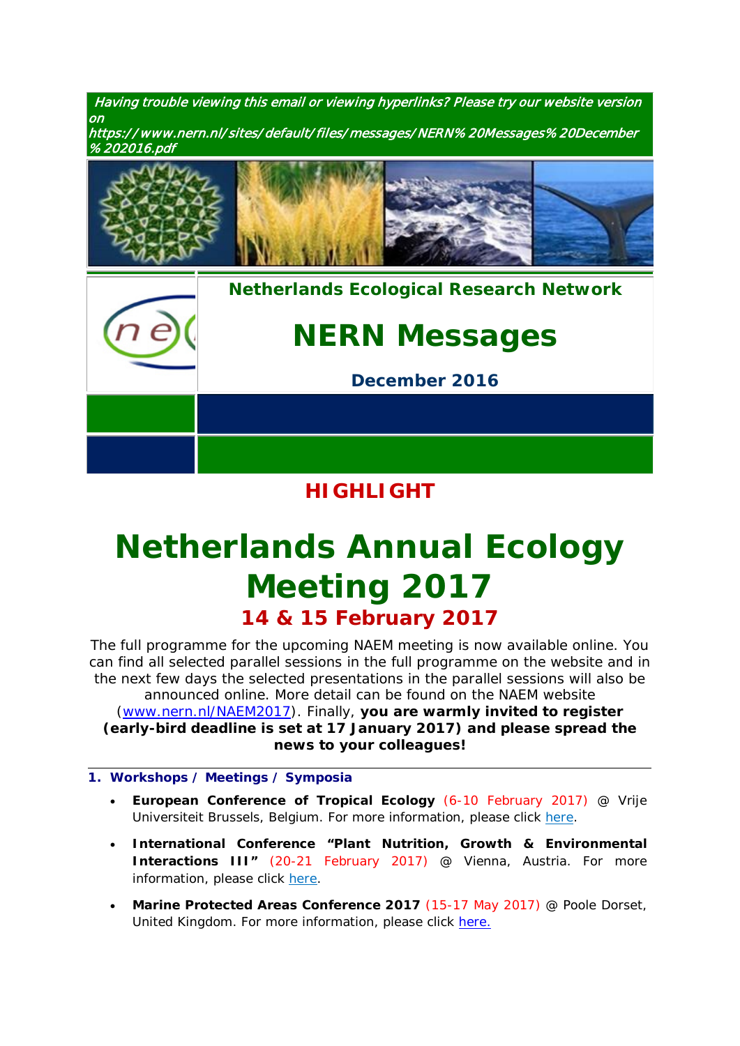*Having trouble viewing this email or viewing hyperlinks? Please try our website version on https://www.nern.nl/sites/default/files/messages/NERN%20Messages%20December%202016.pdf*

**Netherlands Ecological Research Network**

# NERN Messages

**December 2016**

## HIGHLIGHT

# Netherlands Annual Ecology Meeting 2017

## 14 & 15 February 2017

The full programme for the upcoming NAEM meeting is now available online. You can find all selected parallel sessions in the full programme on the website and in the next few days the selected presentations in the parallel sessions will also be announced online. More detail can be found on the NAEM website (www.nern.nl/NAEM2017). Finally, **you are warmly invited to register (early-bird deadline is set at 17 January 2017) and please spread the news to your colleagues!**

---

### 1. Workshops / Meetings / Symposia

- **European Conference of Tropical Ecology** (6-10 February 2017) @ Vrije Universiteit Brussels, Belgium. For more information, please click here.
- **International Conference "Plant Nutrition, Growth & Environmental Interactions III"** (20-21 February 2017) @ Vienna, Austria. For more information, please click here.
- **Marine Protected Areas Conference 2017** (15-17 May 2017) @ Poole Dorset, United Kingdom. For more information, please click here.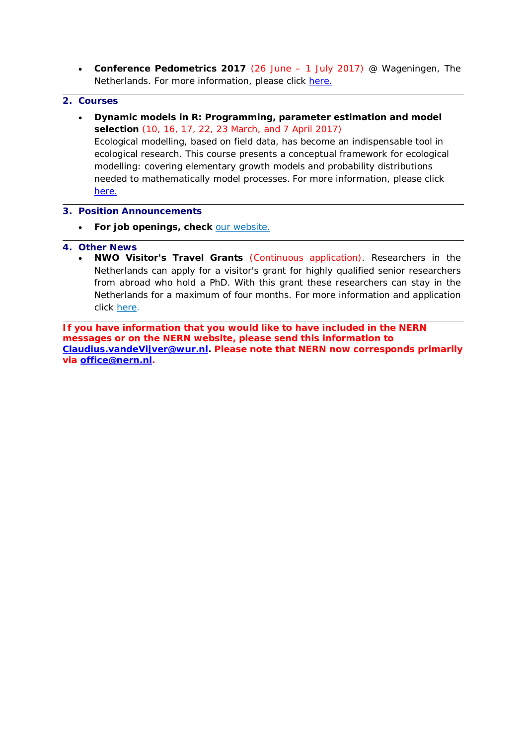- **Conference Pedometrics 2017** (26 June – 1 July 2017) @ Wageningen, The Netherlands. For more information, please click here.

---

## 2. Courses

- **Dynamic models in R: Programming, parameter estimation and model selection** (10, 16, 17, 22, 23 March, and 7 April 2017)
  Ecological modelling, based on field data, has become an indispensable tool in ecological research. This course presents a conceptual framework for ecological modelling: covering elementary growth models and probability distributions needed to mathematically model processes. For more information, please click here.

---

## 3. Position Announcements

- **For job openings, check** our website.

---

## 4. Other News

- **NWO Visitor's Travel Grants** (Continuous application). Researchers in the Netherlands can apply for a visitor's grant for highly qualified senior researchers from abroad who hold a PhD. With this grant these researchers can stay in the Netherlands for a maximum of four months. For more information and application click here.

---

**If you have information that you would like to have included in the NERN messages or on the NERN website, please send this information to Claudius.vandeVijver@wur.nl. Please note that NERN now corresponds primarily via office@nern.nl.**